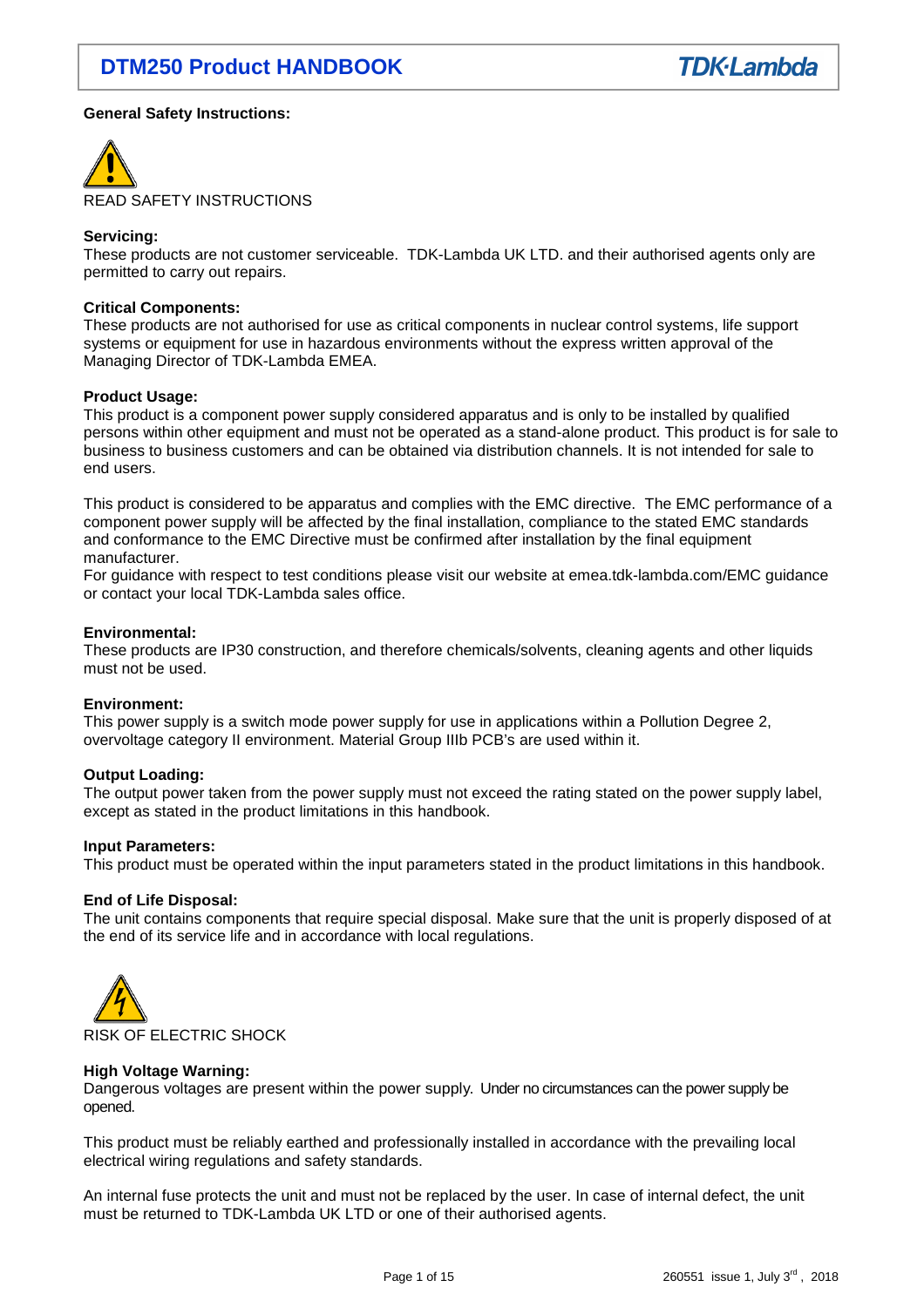**General Safety Instructions:**

READ SAFETY INSTRUCTIONS

**Servicing:**
These products are not customer serviceable. TDK-Lambda UK LTD. and their authorised agents only are permitted to carry out repairs.

**Critical Components:**
These products are not authorised for use as critical components in nuclear control systems, life support systems or equipment for use in hazardous environments without the express written approval of the Managing Director of TDK-Lambda EMEA.

**Product Usage:**
This product is a component power supply considered apparatus and is only to be installed by qualified persons within other equipment and must not be operated as a stand-alone product. This product is for sale to business to business customers and can be obtained via distribution channels. It is not intended for sale to end users.

This product is considered to be apparatus and complies with the EMC directive. The EMC performance of a component power supply will be affected by the final installation, compliance to the stated EMC standards and conformance to the EMC Directive must be confirmed after installation by the final equipment manufacturer.
For guidance with respect to test conditions please visit our website at emea.tdk-lambda.com/EMC guidance or contact your local TDK-Lambda sales office.

**Environmental:**
These products are IP30 construction, and therefore chemicals/solvents, cleaning agents and other liquids must not be used.

**Environment:**
This power supply is a switch mode power supply for use in applications within a Pollution Degree 2, overvoltage category II environment. Material Group IIIb PCB's are used within it.

**Output Loading:**
The output power taken from the power supply must not exceed the rating stated on the power supply label, except as stated in the product limitations in this handbook.

**Input Parameters:**
This product must be operated within the input parameters stated in the product limitations in this handbook.

**End of Life Disposal:**
The unit contains components that require special disposal. Make sure that the unit is properly disposed of at the end of its service life and in accordance with local regulations.

RISK OF ELECTRIC SHOCK

**High Voltage Warning:**
Dangerous voltages are present within the power supply. Under no circumstances can the power supply be opened.

This product must be reliably earthed and professionally installed in accordance with the prevailing local electrical wiring regulations and safety standards.

An internal fuse protects the unit and must not be replaced by the user. In case of internal defect, the unit must be returned to TDK-Lambda UK LTD or one of their authorised agents.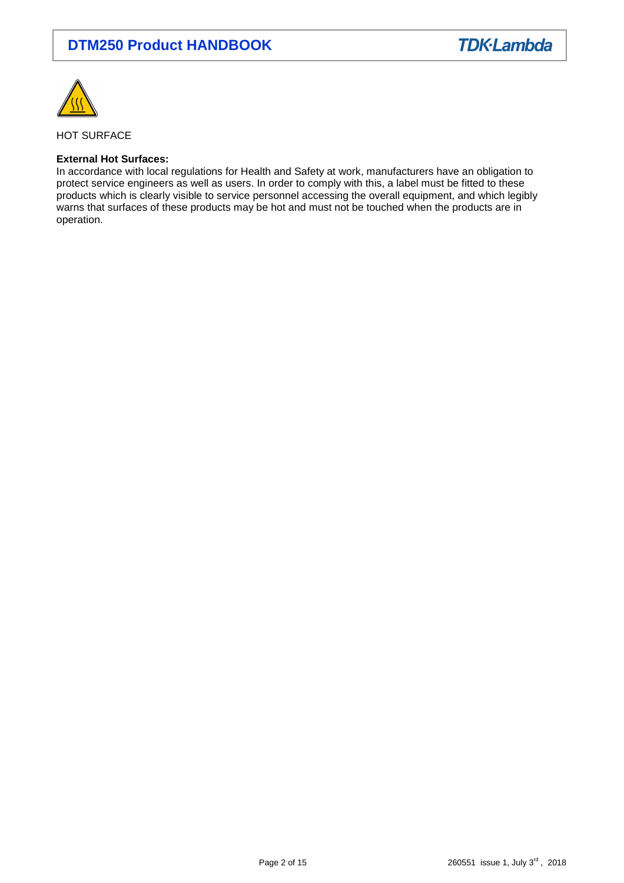HOT SURFACE

**External Hot Surfaces:**
In accordance with local regulations for Health and Safety at work, manufacturers have an obligation to protect service engineers as well as users. In order to comply with this, a label must be fitted to these products which is clearly visible to service personnel accessing the overall equipment, and which legibly warns that surfaces of these products may be hot and must not be touched when the products are in operation.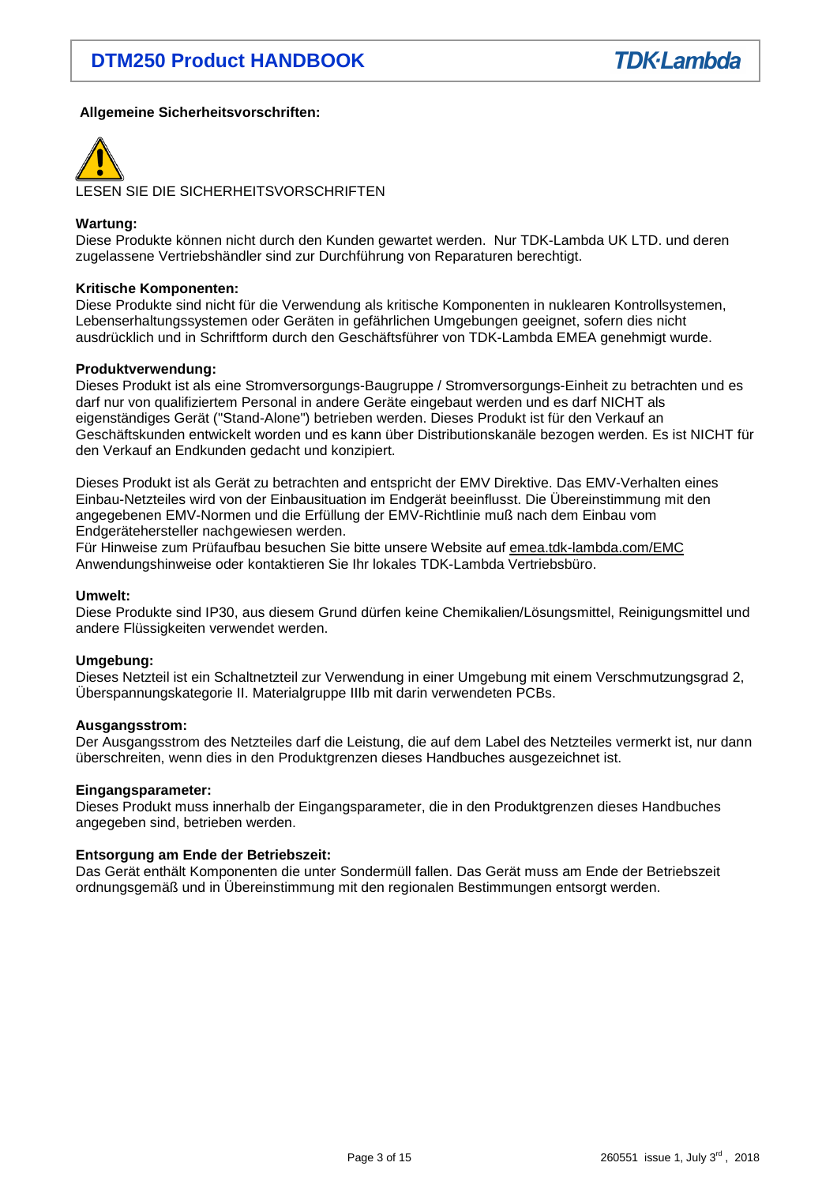**Allgemeine Sicherheitsvorschriften:**

LESEN SIE DIE SICHERHEITSVORSCHRIFTEN

**Wartung:**
Diese Produkte können nicht durch den Kunden gewartet werden. Nur TDK-Lambda UK LTD. und deren zugelassene Vertriebshändler sind zur Durchführung von Reparaturen berechtigt.

**Kritische Komponenten:**
Diese Produkte sind nicht für die Verwendung als kritische Komponenten in nuklearen Kontrollsystemen, Lebenserhaltungssystemen oder Geräten in gefährlichen Umgebungen geeignet, sofern dies nicht ausdrücklich und in Schriftform durch den Geschäftsführer von TDK-Lambda EMEA genehmigt wurde.

**Produktverwendung:**
Dieses Produkt ist als eine Stromversorgungs-Baugruppe / Stromversorgungs-Einheit zu betrachten und es darf nur von qualifiziertem Personal in andere Geräte eingebaut werden und es darf NICHT als eigenständiges Gerät ("Stand-Alone") betrieben werden. Dieses Produkt ist für den Verkauf an Geschäftskunden entwickelt worden und es kann über Distributionskanäle bezogen werden. Es ist NICHT für den Verkauf an Endkunden gedacht und konzipiert.

Dieses Produkt ist als Gerät zu betrachten and entspricht der EMV Direktive. Das EMV-Verhalten eines Einbau-Netzteiles wird von der Einbausituation im Endgerät beeinflusst. Die Übereinstimmung mit den angegebenen EMV-Normen und die Erfüllung der EMV-Richtlinie muß nach dem Einbau vom Endgerätehersteller nachgewiesen werden.
Für Hinweise zum Prüfaufbau besuchen Sie bitte unsere Website auf emea.tdk-lambda.com/EMC Anwendungshinweise oder kontaktieren Sie Ihr lokales TDK-Lambda Vertriebsbüro.

**Umwelt:**
Diese Produkte sind IP30, aus diesem Grund dürfen keine Chemikalien/Lösungsmittel, Reinigungsmittel und andere Flüssigkeiten verwendet werden.

**Umgebung:**
Dieses Netzteil ist ein Schaltnetzteil zur Verwendung in einer Umgebung mit einem Verschmutzungsgrad 2, Überspannungskategorie II. Materialgruppe IIIb mit darin verwendeten PCBs.

**Ausgangsstrom:**
Der Ausgangsstrom des Netzteiles darf die Leistung, die auf dem Label des Netzteiles vermerkt ist, nur dann überschreiten, wenn dies in den Produktgrenzen dieses Handbuches ausgezeichnet ist.

**Eingangsparameter:**
Dieses Produkt muss innerhalb der Eingangsparameter, die in den Produktgrenzen dieses Handbuches angegeben sind, betrieben werden.

**Entsorgung am Ende der Betriebszeit:**
Das Gerät enthält Komponenten die unter Sondermüll fallen. Das Gerät muss am Ende der Betriebszeit ordnungsgemäß und in Übereinstimmung mit den regionalen Bestimmungen entsorgt werden.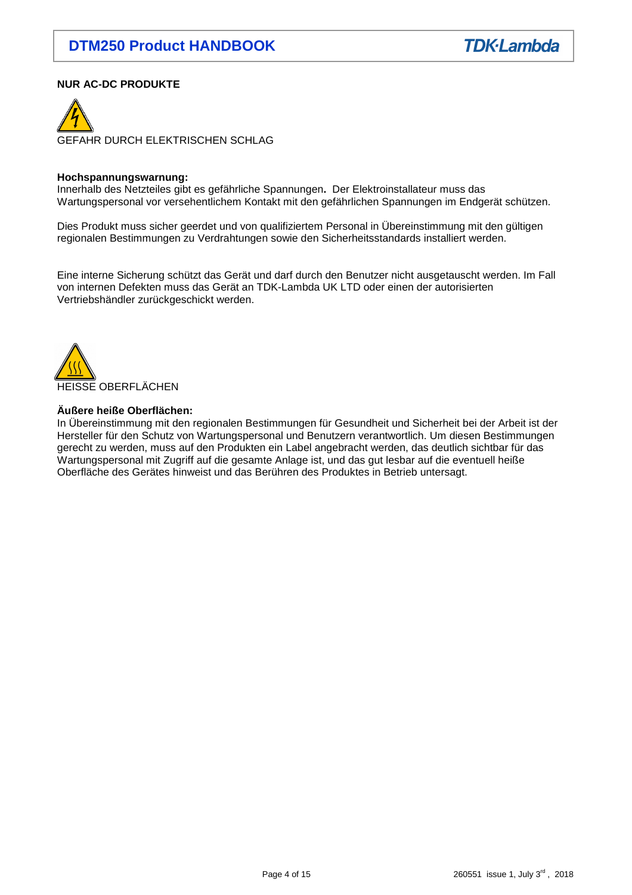**NUR AC-DC PRODUKTE**

GEFAHR DURCH ELEKTRISCHEN SCHLAG

**Hochspannungswarnung:**
Innerhalb des Netzteiles gibt es gefährliche Spannungen**.** Der Elektroinstallateur muss das Wartungspersonal vor versehentlichem Kontakt mit den gefährlichen Spannungen im Endgerät schützen.

Dies Produkt muss sicher geerdet und von qualifiziertem Personal in Übereinstimmung mit den gültigen regionalen Bestimmungen zu Verdrahtungen sowie den Sicherheitsstandards installiert werden.

Eine interne Sicherung schützt das Gerät und darf durch den Benutzer nicht ausgetauscht werden. Im Fall von internen Defekten muss das Gerät an TDK-Lambda UK LTD oder einen der autorisierten Vertriebshändler zurückgeschickt werden.

HEISSE OBERFLÄCHEN

**Äußere heiße Oberflächen:**
In Übereinstimmung mit den regionalen Bestimmungen für Gesundheit und Sicherheit bei der Arbeit ist der Hersteller für den Schutz von Wartungspersonal und Benutzern verantwortlich. Um diesen Bestimmungen gerecht zu werden, muss auf den Produkten ein Label angebracht werden, das deutlich sichtbar für das Wartungspersonal mit Zugriff auf die gesamte Anlage ist, und das gut lesbar auf die eventuell heiße Oberfläche des Gerätes hinweist und das Berühren des Produktes in Betrieb untersagt.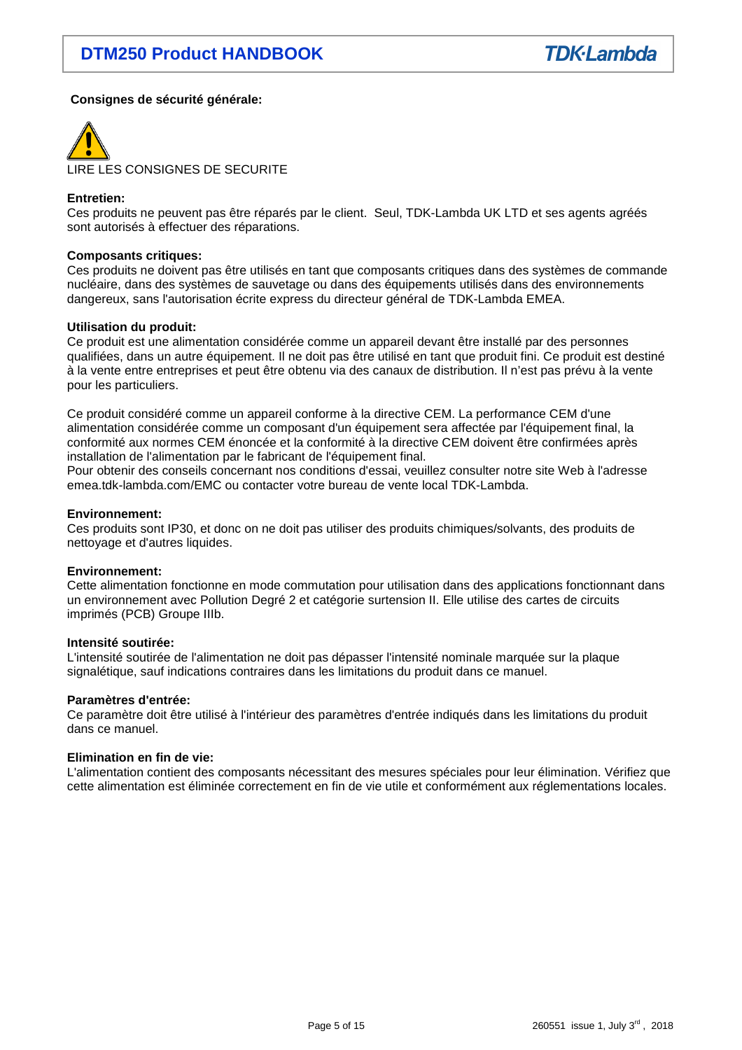**Consignes de sécurité générale:**

LIRE LES CONSIGNES DE SECURITE

**Entretien:**
Ces produits ne peuvent pas être réparés par le client. Seul, TDK-Lambda UK LTD et ses agents agréés sont autorisés à effectuer des réparations.

**Composants critiques:**
Ces produits ne doivent pas être utilisés en tant que composants critiques dans des systèmes de commande nucléaire, dans des systèmes de sauvetage ou dans des équipements utilisés dans des environnements dangereux, sans l'autorisation écrite express du directeur général de TDK-Lambda EMEA.

**Utilisation du produit:**
Ce produit est une alimentation considérée comme un appareil devant être installé par des personnes qualifiées, dans un autre équipement. Il ne doit pas être utilisé en tant que produit fini. Ce produit est destiné à la vente entre entreprises et peut être obtenu via des canaux de distribution. Il n'est pas prévu à la vente pour les particuliers.

Ce produit considéré comme un appareil conforme à la directive CEM. La performance CEM d'une alimentation considérée comme un composant d'un équipement sera affectée par l'équipement final, la conformité aux normes CEM énoncée et la conformité à la directive CEM doivent être confirmées après installation de l'alimentation par le fabricant de l'équipement final.
Pour obtenir des conseils concernant nos conditions d'essai, veuillez consulter notre site Web à l'adresse emea.tdk-lambda.com/EMC ou contacter votre bureau de vente local TDK-Lambda.

**Environnement:**
Ces produits sont IP30, et donc on ne doit pas utiliser des produits chimiques/solvants, des produits de nettoyage et d'autres liquides.

**Environnement:**
Cette alimentation fonctionne en mode commutation pour utilisation dans des applications fonctionnant dans un environnement avec Pollution Degré 2 et catégorie surtension II. Elle utilise des cartes de circuits imprimés (PCB) Groupe IIIb.

**Intensité soutirée:**
L'intensité soutirée de l'alimentation ne doit pas dépasser l'intensité nominale marquée sur la plaque signalétique, sauf indications contraires dans les limitations du produit dans ce manuel.

**Paramètres d'entrée:**
Ce paramètre doit être utilisé à l'intérieur des paramètres d'entrée indiqués dans les limitations du produit dans ce manuel.

**Elimination en fin de vie:**
L'alimentation contient des composants nécessitant des mesures spéciales pour leur élimination. Vérifiez que cette alimentation est éliminée correctement en fin de vie utile et conformément aux réglementations locales.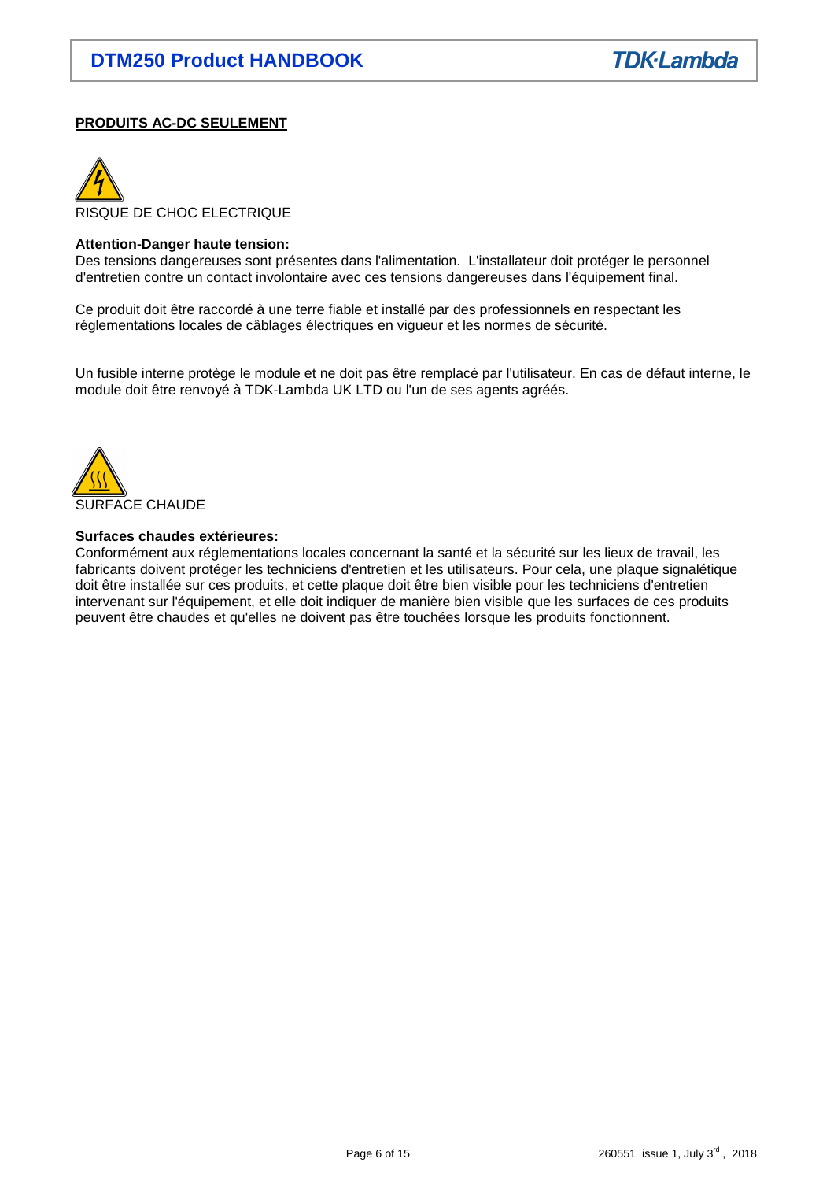**PRODUITS AC-DC SEULEMENT**

RISQUE DE CHOC ELECTRIQUE

**Attention-Danger haute tension:**
Des tensions dangereuses sont présentes dans l'alimentation. L'installateur doit protéger le personnel d'entretien contre un contact involontaire avec ces tensions dangereuses dans l'équipement final.

Ce produit doit être raccordé à une terre fiable et installé par des professionnels en respectant les réglementations locales de câblages électriques en vigueur et les normes de sécurité.

Un fusible interne protège le module et ne doit pas être remplacé par l'utilisateur. En cas de défaut interne, le module doit être renvoyé à TDK-Lambda UK LTD ou l'un de ses agents agréés.

SURFACE CHAUDE

**Surfaces chaudes extérieures:**
Conformément aux réglementations locales concernant la santé et la sécurité sur les lieux de travail, les fabricants doivent protéger les techniciens d'entretien et les utilisateurs. Pour cela, une plaque signalétique doit être installée sur ces produits, et cette plaque doit être bien visible pour les techniciens d'entretien intervenant sur l'équipement, et elle doit indiquer de manière bien visible que les surfaces de ces produits peuvent être chaudes et qu'elles ne doivent pas être touchées lorsque les produits fonctionnent.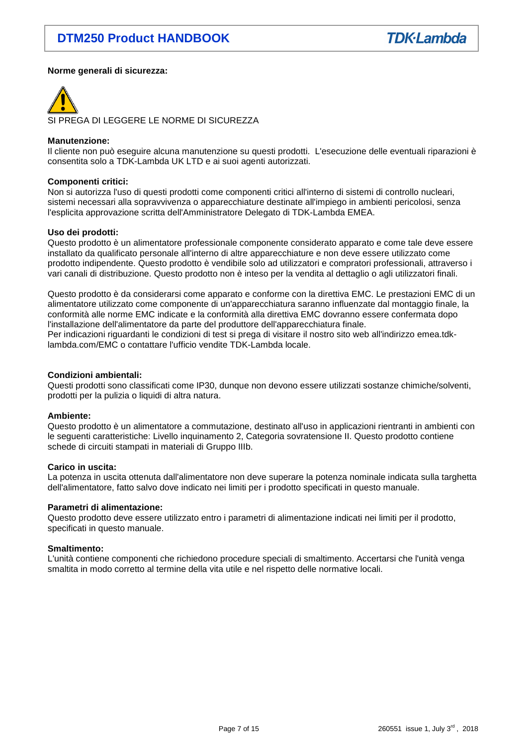**Norme generali di sicurezza:**

SI PREGA DI LEGGERE LE NORME DI SICUREZZA

**Manutenzione:**
Il cliente non può eseguire alcuna manutenzione su questi prodotti. L'esecuzione delle eventuali riparazioni è consentita solo a TDK-Lambda UK LTD e ai suoi agenti autorizzati.

**Componenti critici:**
Non si autorizza l'uso di questi prodotti come componenti critici all'interno di sistemi di controllo nucleari, sistemi necessari alla sopravvivenza o apparecchiature destinate all'impiego in ambienti pericolosi, senza l'esplicita approvazione scritta dell'Amministratore Delegato di TDK-Lambda EMEA.

**Uso dei prodotti:**
Questo prodotto è un alimentatore professionale componente considerato apparato e come tale deve essere installato da qualificato personale all'interno di altre apparecchiature e non deve essere utilizzato come prodotto indipendente. Questo prodotto è vendibile solo ad utilizzatori e compratori professionali, attraverso i vari canali di distribuzione. Questo prodotto non è inteso per la vendita al dettaglio o agli utilizzatori finali.

Questo prodotto è da considerarsi come apparato e conforme con la direttiva EMC. Le prestazioni EMC di un alimentatore utilizzato come componente di un'apparecchiatura saranno influenzate dal montaggio finale, la conformità alle norme EMC indicate e la conformità alla direttiva EMC dovranno essere confermata dopo l'installazione dell'alimentatore da parte del produttore dell'apparecchiatura finale.
Per indicazioni riguardanti le condizioni di test si prega di visitare il nostro sito web all'indirizzo emea.tdk-lambda.com/EMC o contattare l'ufficio vendite TDK-Lambda locale.

**Condizioni ambientali:**
Questi prodotti sono classificati come IP30, dunque non devono essere utilizzati sostanze chimiche/solventi, prodotti per la pulizia o liquidi di altra natura.

**Ambiente:**
Questo prodotto è un alimentatore a commutazione, destinato all'uso in applicazioni rientranti in ambienti con le seguenti caratteristiche: Livello inquinamento 2, Categoria sovratensione II. Questo prodotto contiene schede di circuiti stampati in materiali di Gruppo IIIb.

**Carico in uscita:**
La potenza in uscita ottenuta dall'alimentatore non deve superare la potenza nominale indicata sulla targhetta dell'alimentatore, fatto salvo dove indicato nei limiti per i prodotto specificati in questo manuale.

**Parametri di alimentazione:**
Questo prodotto deve essere utilizzato entro i parametri di alimentazione indicati nei limiti per il prodotto, specificati in questo manuale.

**Smaltimento:**
L'unità contiene componenti che richiedono procedure speciali di smaltimento. Accertarsi che l'unità venga smaltita in modo corretto al termine della vita utile e nel rispetto delle normative locali.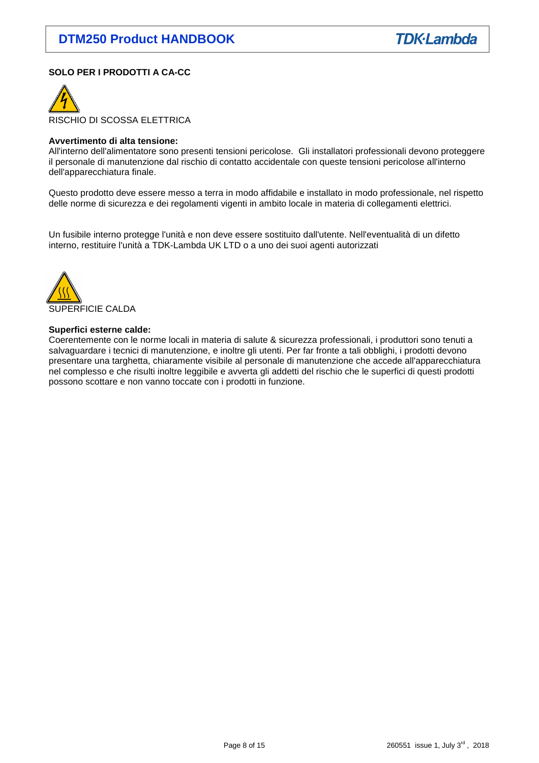**SOLO PER I PRODOTTI A CA-CC**

RISCHIO DI SCOSSA ELETTRICA

**Avvertimento di alta tensione:**
All'interno dell'alimentatore sono presenti tensioni pericolose. Gli installatori professionali devono proteggere il personale di manutenzione dal rischio di contatto accidentale con queste tensioni pericolose all'interno dell'apparecchiatura finale.

Questo prodotto deve essere messo a terra in modo affidabile e installato in modo professionale, nel rispetto delle norme di sicurezza e dei regolamenti vigenti in ambito locale in materia di collegamenti elettrici.

Un fusibile interno protegge l'unità e non deve essere sostituito dall'utente. Nell'eventualità di un difetto interno, restituire l'unità a TDK-Lambda UK LTD o a uno dei suoi agenti autorizzati

SUPERFICIE CALDA

**Superfici esterne calde:**
Coerentemente con le norme locali in materia di salute & sicurezza professionali, i produttori sono tenuti a salvaguardare i tecnici di manutenzione, e inoltre gli utenti. Per far fronte a tali obblighi, i prodotti devono presentare una targhetta, chiaramente visibile al personale di manutenzione che accede all'apparecchiatura nel complesso e che risulti inoltre leggibile e avverta gli addetti del rischio che le superfici di questi prodotti possono scottare e non vanno toccate con i prodotti in funzione.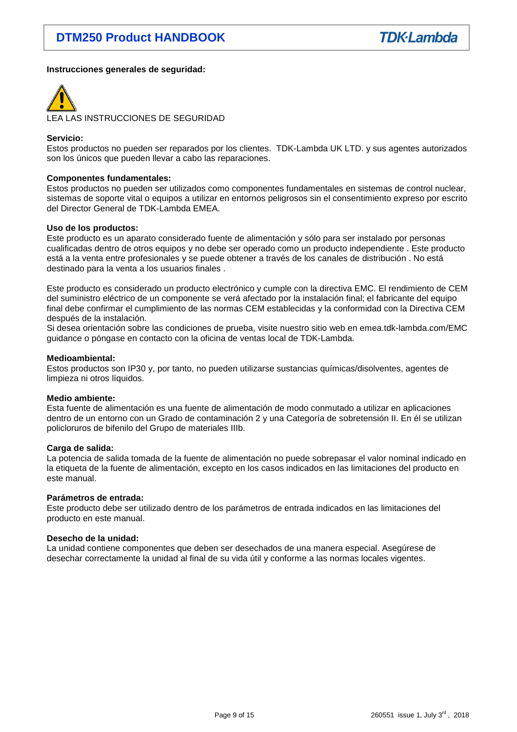**Instrucciones generales de seguridad:**

LEA LAS INSTRUCCIONES DE SEGURIDAD

**Servicio:**
Estos productos no pueden ser reparados por los clientes. TDK-Lambda UK LTD. y sus agentes autorizados son los únicos que pueden llevar a cabo las reparaciones.

**Componentes fundamentales:**
Estos productos no pueden ser utilizados como componentes fundamentales en sistemas de control nuclear, sistemas de soporte vital o equipos a utilizar en entornos peligrosos sin el consentimiento expreso por escrito del Director General de TDK-Lambda EMEA.

**Uso de los productos:**
Este producto es un aparato considerado fuente de alimentación y sólo para ser instalado por personas cualificadas dentro de otros equipos y no debe ser operado como un producto independiente . Este producto está a la venta entre profesionales y se puede obtener a través de los canales de distribución . No está destinado para la venta a los usuarios finales .

Este producto es considerado un producto electrónico y cumple con la directiva EMC. El rendimiento de CEM del suministro eléctrico de un componente se verá afectado por la instalación final; el fabricante del equipo final debe confirmar el cumplimiento de las normas CEM establecidas y la conformidad con la Directiva CEM después de la instalación.
Si desea orientación sobre las condiciones de prueba, visite nuestro sitio web en emea.tdk-lambda.com/EMC guidance o póngase en contacto con la oficina de ventas local de TDK-Lambda.

**Medioambiental:**
Estos productos son IP30 y, por tanto, no pueden utilizarse sustancias químicas/disolventes, agentes de limpieza ni otros líquidos.

**Medio ambiente:**
Esta fuente de alimentación es una fuente de alimentación de modo conmutado a utilizar en aplicaciones dentro de un entorno con un Grado de contaminación 2 y una Categoría de sobretensión II. En él se utilizan policloruros de bifenilo del Grupo de materiales IIIb.

**Carga de salida:**
La potencia de salida tomada de la fuente de alimentación no puede sobrepasar el valor nominal indicado en la etiqueta de la fuente de alimentación, excepto en los casos indicados en las limitaciones del producto en este manual.

**Parámetros de entrada:**
Este producto debe ser utilizado dentro de los parámetros de entrada indicados en las limitaciones del producto en este manual.

**Desecho de la unidad:**
La unidad contiene componentes que deben ser desechados de una manera especial. Asegúrese de desechar correctamente la unidad al final de su vida útil y conforme a las normas locales vigentes.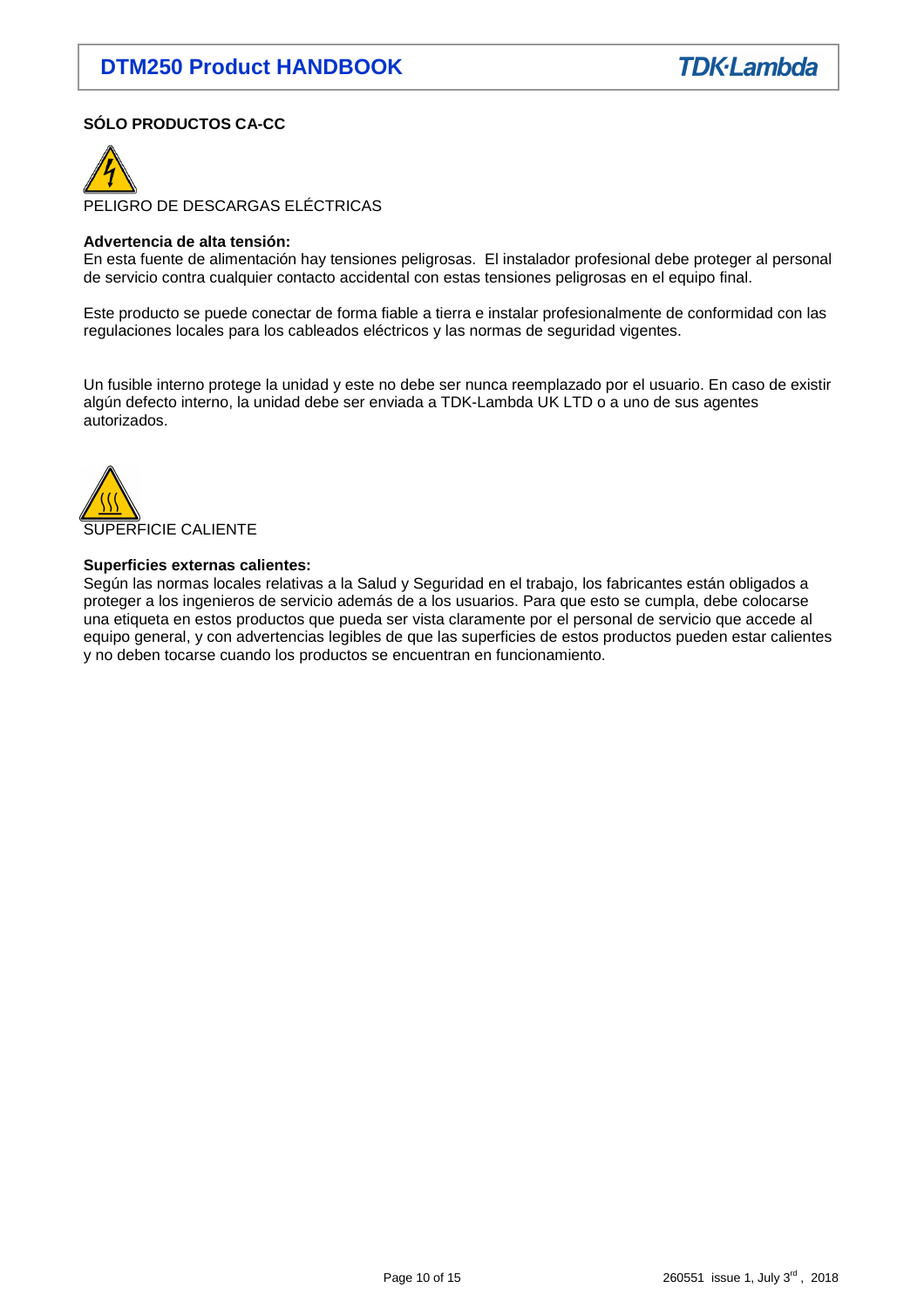**SÓLO PRODUCTOS CA-CC**

PELIGRO DE DESCARGAS ELÉCTRICAS

**Advertencia de alta tensión:**
En esta fuente de alimentación hay tensiones peligrosas. El instalador profesional debe proteger al personal de servicio contra cualquier contacto accidental con estas tensiones peligrosas en el equipo final.

Este producto se puede conectar de forma fiable a tierra e instalar profesionalmente de conformidad con las regulaciones locales para los cableados eléctricos y las normas de seguridad vigentes.

Un fusible interno protege la unidad y este no debe ser nunca reemplazado por el usuario. En caso de existir algún defecto interno, la unidad debe ser enviada a TDK-Lambda UK LTD o a uno de sus agentes autorizados.

SUPERFICIE CALIENTE

**Superficies externas calientes:**
Según las normas locales relativas a la Salud y Seguridad en el trabajo, los fabricantes están obligados a proteger a los ingenieros de servicio además de a los usuarios. Para que esto se cumpla, debe colocarse una etiqueta en estos productos que pueda ser vista claramente por el personal de servicio que accede al equipo general, y con advertencias legibles de que las superficies de estos productos pueden estar calientes y no deben tocarse cuando los productos se encuentran en funcionamiento.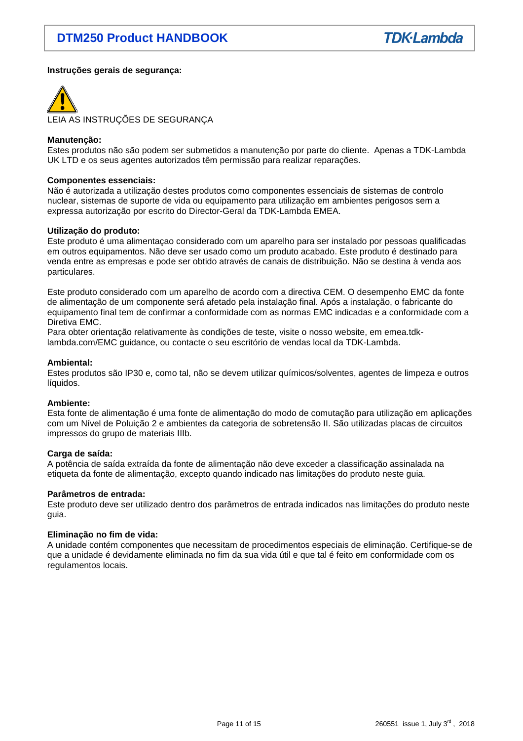**Instruções gerais de segurança:**

LEIA AS INSTRUÇÕES DE SEGURANÇA

**Manutenção:**
Estes produtos não são podem ser submetidos a manutenção por parte do cliente. Apenas a TDK-Lambda UK LTD e os seus agentes autorizados têm permissão para realizar reparações.

**Componentes essenciais:**
Não é autorizada a utilização destes produtos como componentes essenciais de sistemas de controlo nuclear, sistemas de suporte de vida ou equipamento para utilização em ambientes perigosos sem a expressa autorização por escrito do Director-Geral da TDK-Lambda EMEA.

**Utilização do produto:**
Este produto é uma alimentaçao considerado com um aparelho para ser instalado por pessoas qualificadas em outros equipamentos. Não deve ser usado como um produto acabado. Este produto é destinado para venda entre as empresas e pode ser obtido através de canais de distribuição. Não se destina à venda aos particulares.

Este produto considerado com um aparelho de acordo com a directiva CEM. O desempenho EMC da fonte de alimentação de um componente será afetado pela instalação final. Após a instalação, o fabricante do equipamento final tem de confirmar a conformidade com as normas EMC indicadas e a conformidade com a Diretiva EMC.
Para obter orientação relativamente às condições de teste, visite o nosso website, em emea.tdk-lambda.com/EMC guidance, ou contacte o seu escritório de vendas local da TDK-Lambda.

**Ambiental:**
Estes produtos são IP30 e, como tal, não se devem utilizar químicos/solventes, agentes de limpeza e outros líquidos.

**Ambiente:**
Esta fonte de alimentação é uma fonte de alimentação do modo de comutação para utilização em aplicações com um Nível de Poluição 2 e ambientes da categoria de sobretensão II. São utilizadas placas de circuitos impressos do grupo de materiais IIIb.

**Carga de saída:**
A potência de saída extraída da fonte de alimentação não deve exceder a classificação assinalada na etiqueta da fonte de alimentação, excepto quando indicado nas limitações do produto neste guia.

**Parâmetros de entrada:**
Este produto deve ser utilizado dentro dos parâmetros de entrada indicados nas limitações do produto neste guia.

**Eliminação no fim de vida:**
A unidade contém componentes que necessitam de procedimentos especiais de eliminação. Certifique-se de que a unidade é devidamente eliminada no fim da sua vida útil e que tal é feito em conformidade com os regulamentos locais.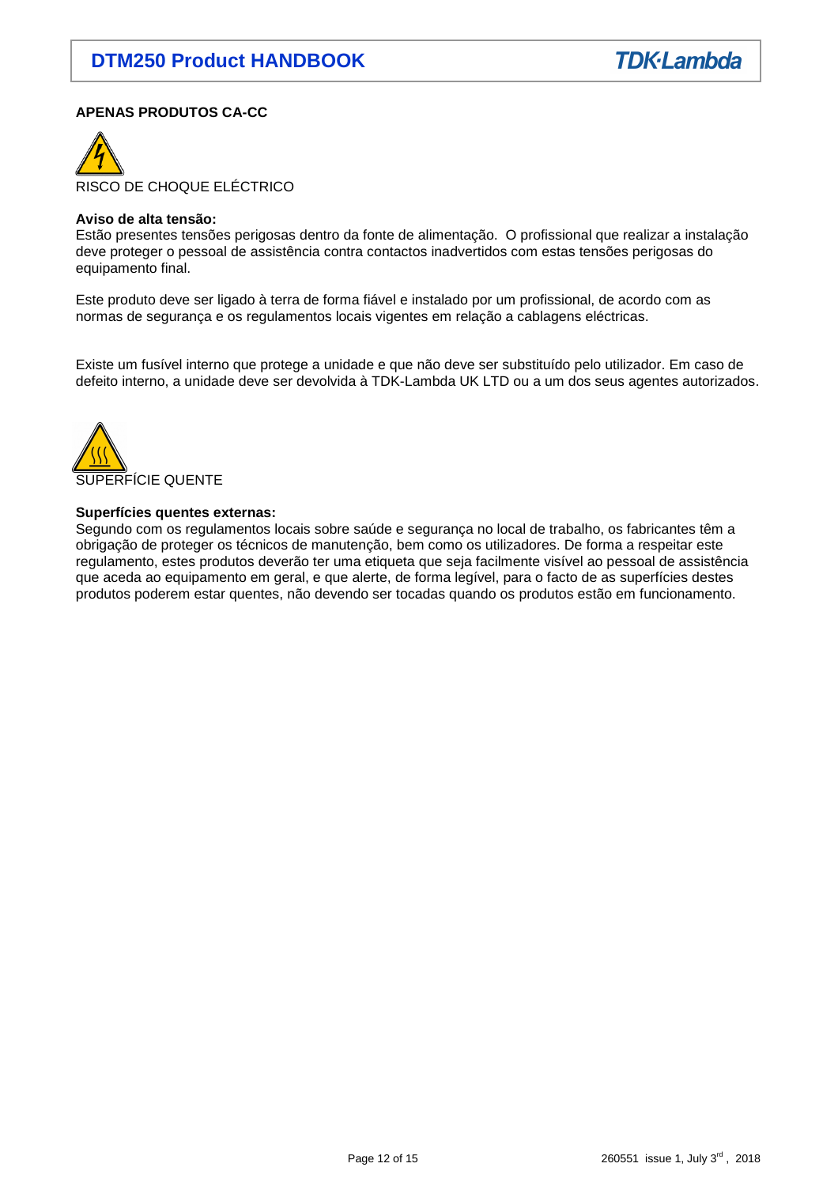**APENAS PRODUTOS CA-CC**

RISCO DE CHOQUE ELÉCTRICO

**Aviso de alta tensão:**
Estão presentes tensões perigosas dentro da fonte de alimentação. O profissional que realizar a instalação deve proteger o pessoal de assistência contra contactos inadvertidos com estas tensões perigosas do equipamento final.

Este produto deve ser ligado à terra de forma fiável e instalado por um profissional, de acordo com as normas de segurança e os regulamentos locais vigentes em relação a cablagens eléctricas.

Existe um fusível interno que protege a unidade e que não deve ser substituído pelo utilizador. Em caso de defeito interno, a unidade deve ser devolvida à TDK-Lambda UK LTD ou a um dos seus agentes autorizados.

SUPERFÍCIE QUENTE

**Superfícies quentes externas:**
Segundo com os regulamentos locais sobre saúde e segurança no local de trabalho, os fabricantes têm a obrigação de proteger os técnicos de manutenção, bem como os utilizadores. De forma a respeitar este regulamento, estes produtos deverão ter uma etiqueta que seja facilmente visível ao pessoal de assistência que aceda ao equipamento em geral, e que alerte, de forma legível, para o facto de as superfícies destes produtos poderem estar quentes, não devendo ser tocadas quando os produtos estão em funcionamento.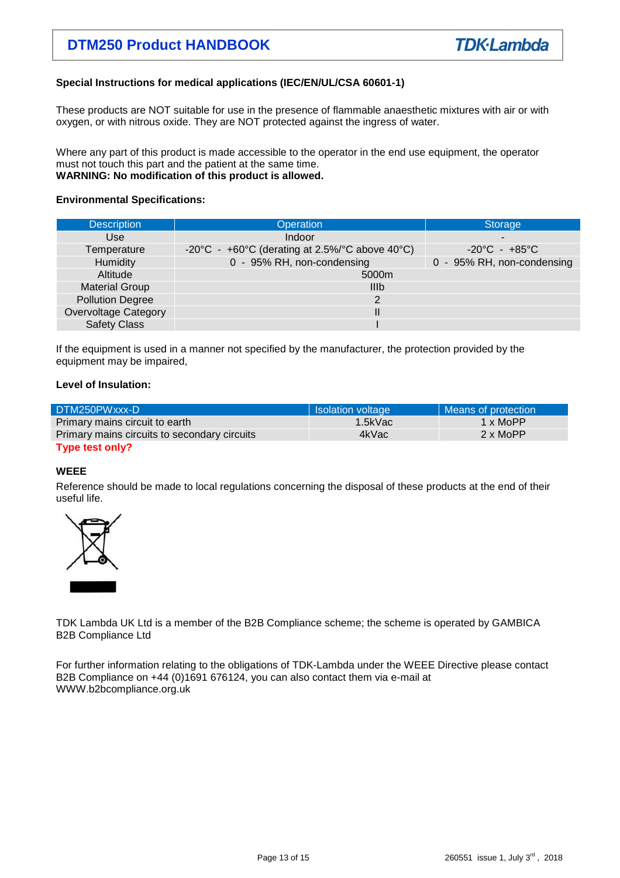**Special Instructions for medical applications (IEC/EN/UL/CSA 60601-1)**

These products are NOT suitable for use in the presence of flammable anaesthetic mixtures with air or with oxygen, or with nitrous oxide. They are NOT protected against the ingress of water.

Where any part of this product is made accessible to the operator in the end use equipment, the operator must not touch this part and the patient at the same time.
**WARNING: No modification of this product is allowed.**

**Environmental Specifications:**

| Description | Operation | Storage |
|---|---|---|
| Use | Indoor | - |
| Temperature | -20°C - +60°C (derating at 2.5%/°C above 40°C) | -20°C - +85°C |
| Humidity | 0 - 95% RH, non-condensing | 0 - 95% RH, non-condensing |
| Altitude | 5000m | |
| Material Group | IIIb | |
| Pollution Degree | 2 | |
| Overvoltage Category | II | |
| Safety Class | I | |

If the equipment is used in a manner not specified by the manufacturer, the protection provided by the equipment may be impaired,

**Level of Insulation:**

| DTM250PWxxx-D | Isolation voltage | Means of protection |
|---|---|---|
| Primary mains circuit to earth | 1.5kVac | 1 x MoPP |
| Primary mains circuits to secondary circuits | 4kVac | 2 x MoPP |

**Type test only?**

**WEEE**

Reference should be made to local regulations concerning the disposal of these products at the end of their useful life.

TDK Lambda UK Ltd is a member of the B2B Compliance scheme; the scheme is operated by GAMBICA B2B Compliance Ltd

For further information relating to the obligations of TDK-Lambda under the WEEE Directive please contact B2B Compliance on +44 (0)1691 676124, you can also contact them via e-mail at WWW.b2bcompliance.org.uk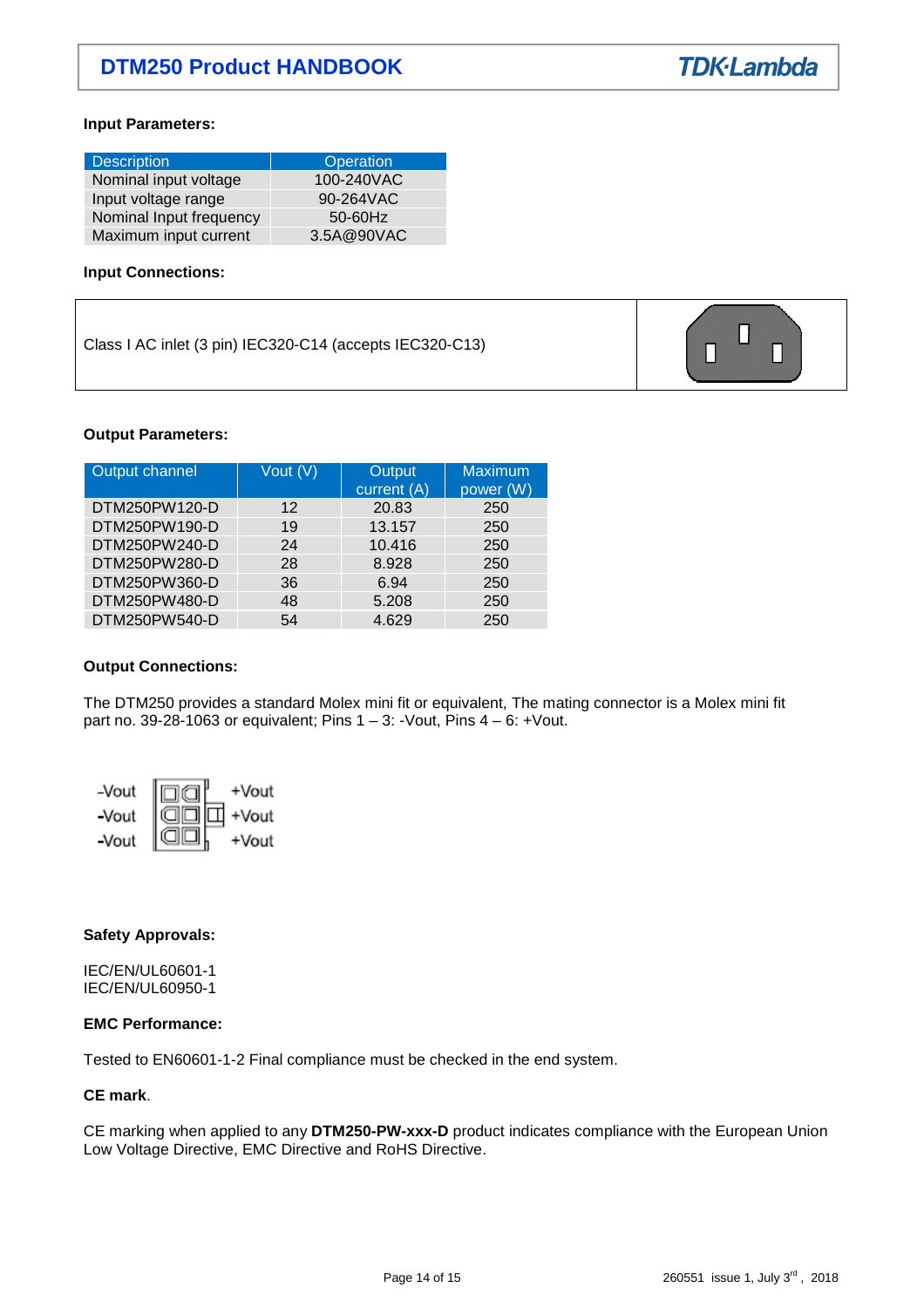**Input Parameters:**

| Description | Operation |
|---|---|
| Nominal input voltage | 100-240VAC |
| Input voltage range | 90-264VAC |
| Nominal Input frequency | 50-60Hz |
| Maximum input current | 3.5A@90VAC |

**Input Connections:**

| | |
|---|---|
| Class I AC inlet (3 pin) IEC320-C14 (accepts IEC320-C13) | |

**Output Parameters:**

| Output channel | Vout (V) | Output current (A) | Maximum power (W) |
|---|---|---|---|
| DTM250PW120-D | 12 | 20.83 | 250 |
| DTM250PW190-D | 19 | 13.157 | 250 |
| DTM250PW240-D | 24 | 10.416 | 250 |
| DTM250PW280-D | 28 | 8.928 | 250 |
| DTM250PW360-D | 36 | 6.94 | 250 |
| DTM250PW480-D | 48 | 5.208 | 250 |
| DTM250PW540-D | 54 | 4.629 | 250 |

**Output Connections:**

The DTM250 provides a standard Molex mini fit or equivalent, The mating connector is a Molex mini fit part no. 39-28-1063 or equivalent; Pins 1 – 3: -Vout, Pins 4 – 6: +Vout.

-Vout +Vout
-Vout +Vout
-Vout +Vout

**Safety Approvals:**

IEC/EN/UL60601-1
IEC/EN/UL60950-1

**EMC Performance:**

Tested to EN60601-1-2 Final compliance must be checked in the end system.

**CE mark**.

CE marking when applied to any **DTM250-PW-xxx-D** product indicates compliance with the European Union Low Voltage Directive, EMC Directive and RoHS Directive.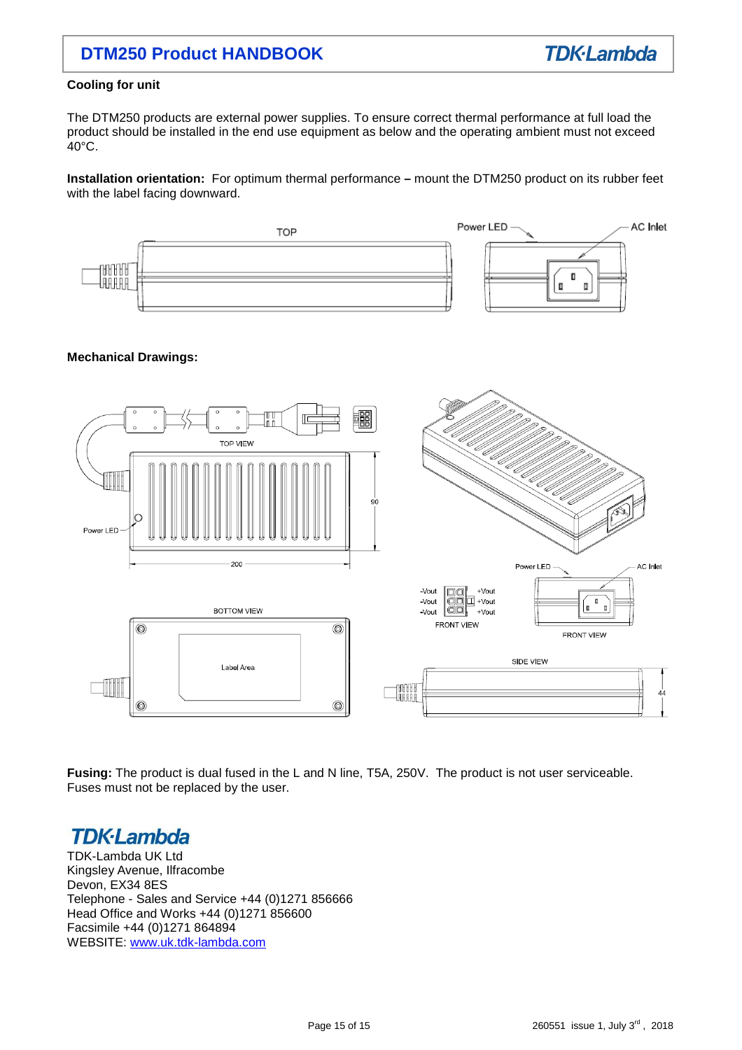**Cooling for unit**

The DTM250 products are external power supplies. To ensure correct thermal performance at full load the product should be installed in the end use equipment as below and the operating ambient must not exceed 40°C.

**Installation orientation:** For optimum thermal performance **–** mount the DTM250 product on its rubber feet with the label facing downward.

TOP

Power LED

AC Inlet

**Mechanical Drawings:**

TOP VIEW

Power LED

90

200

BOTTOM VIEW

Label Area

-Vout
-Vout
-Vout

+Vout
+Vout
+Vout

FRONT VIEW

Power LED

AC Inlet

FRONT VIEW

SIDE VIEW

44

**Fusing:** The product is dual fused in the L and N line, T5A, 250V. The product is not user serviceable. Fuses must not be replaced by the user.

**TDK·Lambda**

TDK-Lambda UK Ltd
Kingsley Avenue, Ilfracombe
Devon, EX34 8ES
Telephone - Sales and Service +44 (0)1271 856666
Head Office and Works +44 (0)1271 856600
Facsimile +44 (0)1271 864894
WEBSITE: www.uk.tdk-lambda.com